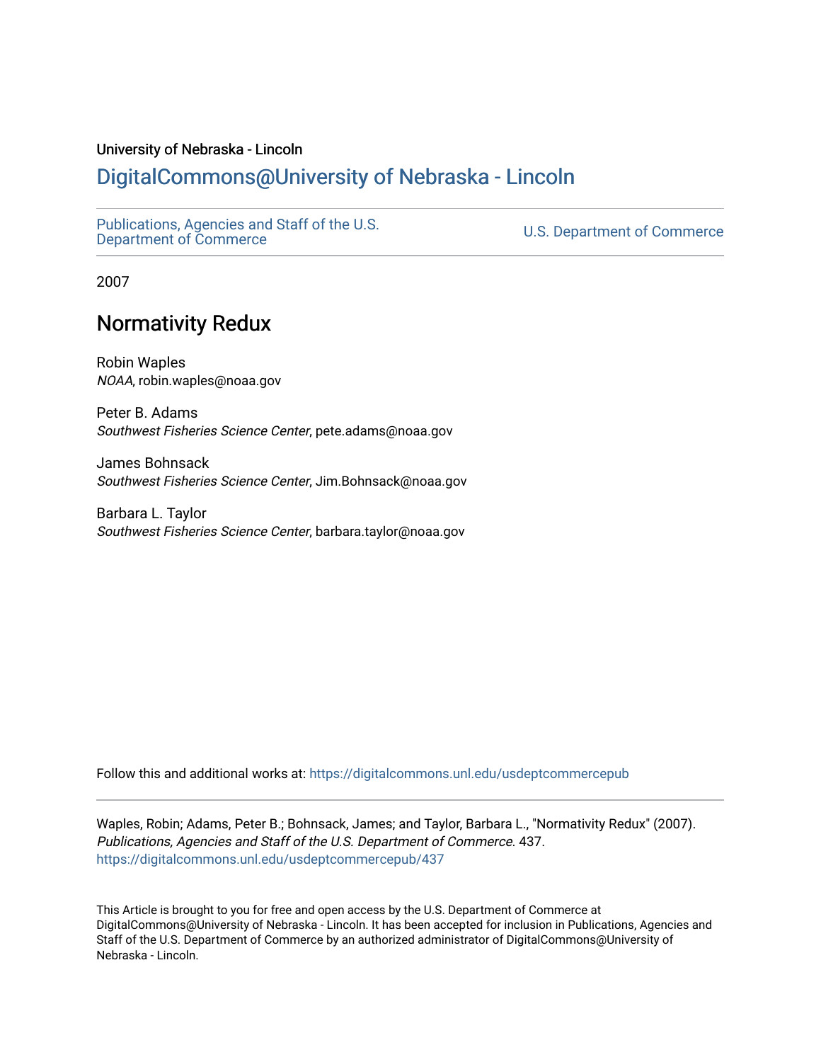University of Nebraska - Lincoln

## DigitalCommons@University of Nebraska - Lincoln

Publications, Agencies and Staff of the U.S. Department of Commerce

U.S. Department of Commerce

2007

# Normativity Redux

Robin Waples
*NOAA*, robin.waples@noaa.gov

Peter B. Adams
*Southwest Fisheries Science Center*, pete.adams@noaa.gov

James Bohnsack
*Southwest Fisheries Science Center*, Jim.Bohnsack@noaa.gov

Barbara L. Taylor
*Southwest Fisheries Science Center*, barbara.taylor@noaa.gov

Follow this and additional works at: https://digitalcommons.unl.edu/usdeptcommercepub

Waples, Robin; Adams, Peter B.; Bohnsack, James; and Taylor, Barbara L., "Normativity Redux" (2007). *Publications, Agencies and Staff of the U.S. Department of Commerce*. 437.
https://digitalcommons.unl.edu/usdeptcommercepub/437

This Article is brought to you for free and open access by the U.S. Department of Commerce at DigitalCommons@University of Nebraska - Lincoln. It has been accepted for inclusion in Publications, Agencies and Staff of the U.S. Department of Commerce by an authorized administrator of DigitalCommons@University of Nebraska - Lincoln.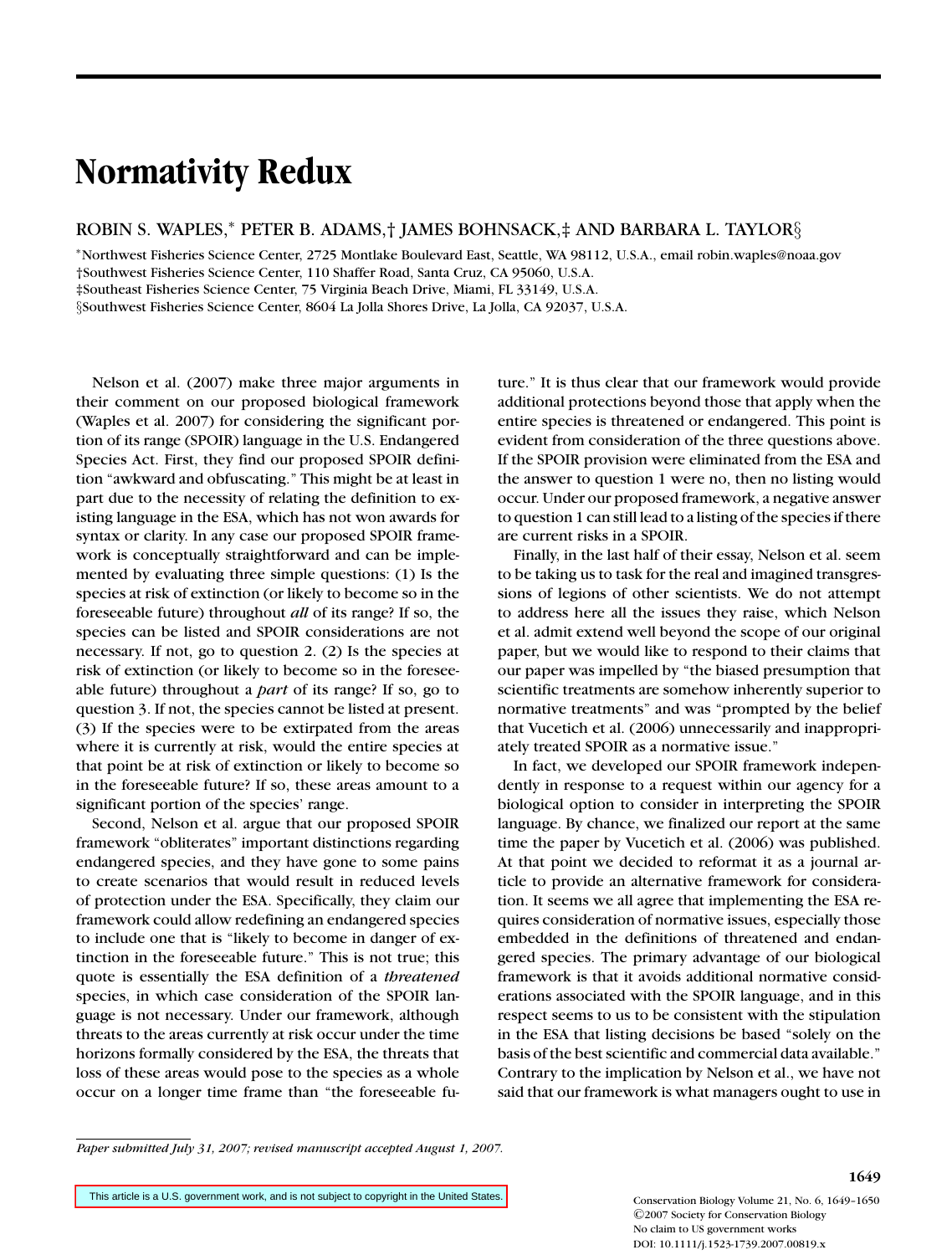# Normativity Redux

ROBIN S. WAPLES,* PETER B. ADAMS,† JAMES BOHNSACK,‡ AND BARBARA L. TAYLOR§

*Northwest Fisheries Science Center, 2725 Montlake Boulevard East, Seattle, WA 98112, U.S.A., email robin.waples@noaa.gov

†Southwest Fisheries Science Center, 110 Shaffer Road, Santa Cruz, CA 95060, U.S.A.

‡Southeast Fisheries Science Center, 75 Virginia Beach Drive, Miami, FL 33149, U.S.A.

§Southwest Fisheries Science Center, 8604 La Jolla Shores Drive, La Jolla, CA 92037, U.S.A.

Nelson et al. (2007) make three major arguments in their comment on our proposed biological framework (Waples et al. 2007) for considering the significant portion of its range (SPOIR) language in the U.S. Endangered Species Act. First, they find our proposed SPOIR definition "awkward and obfuscating." This might be at least in part due to the necessity of relating the definition to existing language in the ESA, which has not won awards for syntax or clarity. In any case our proposed SPOIR framework is conceptually straightforward and can be implemented by evaluating three simple questions: (1) Is the species at risk of extinction (or likely to become so in the foreseeable future) throughout *all* of its range? If so, the species can be listed and SPOIR considerations are not necessary. If not, go to question 2. (2) Is the species at risk of extinction (or likely to become so in the foreseeable future) throughout a *part* of its range? If so, go to question 3. If not, the species cannot be listed at present. (3) If the species were to be extirpated from the areas where it is currently at risk, would the entire species at that point be at risk of extinction or likely to become so in the foreseeable future? If so, these areas amount to a significant portion of the species' range.

Second, Nelson et al. argue that our proposed SPOIR framework "obliterates" important distinctions regarding endangered species, and they have gone to some pains to create scenarios that would result in reduced levels of protection under the ESA. Specifically, they claim our framework could allow redefining an endangered species to include one that is "likely to become in danger of extinction in the foreseeable future." This is not true; this quote is essentially the ESA definition of a *threatened* species, in which case consideration of the SPOIR language is not necessary. Under our framework, although threats to the areas currently at risk occur under the time horizons formally considered by the ESA, the threats that loss of these areas would pose to the species as a whole occur on a longer time frame than "the foreseeable future." It is thus clear that our framework would provide additional protections beyond those that apply when the entire species is threatened or endangered. This point is evident from consideration of the three questions above. If the SPOIR provision were eliminated from the ESA and the answer to question 1 were no, then no listing would occur. Under our proposed framework, a negative answer to question 1 can still lead to a listing of the species if there are current risks in a SPOIR.

Finally, in the last half of their essay, Nelson et al. seem to be taking us to task for the real and imagined transgressions of legions of other scientists. We do not attempt to address here all the issues they raise, which Nelson et al. admit extend well beyond the scope of our original paper, but we would like to respond to their claims that our paper was impelled by "the biased presumption that scientific treatments are somehow inherently superior to normative treatments" and was "prompted by the belief that Vucetich et al. (2006) unnecessarily and inappropriately treated SPOIR as a normative issue."

In fact, we developed our SPOIR framework independently in response to a request within our agency for a biological option to consider in interpreting the SPOIR language. By chance, we finalized our report at the same time the paper by Vucetich et al. (2006) was published. At that point we decided to reformat it as a journal article to provide an alternative framework for consideration. It seems we all agree that implementing the ESA requires consideration of normative issues, especially those embedded in the definitions of threatened and endangered species. The primary advantage of our biological framework is that it avoids additional normative considerations associated with the SPOIR language, and in this respect seems to us to be consistent with the stipulation in the ESA that listing decisions be based "solely on the basis of the best scientific and commercial data available." Contrary to the implication by Nelson et al., we have not said that our framework is what managers ought to use in

*Paper submitted July 31, 2007; revised manuscript accepted August 1, 2007.*

This article is a U.S. government work, and is not subject to copyright in the United States.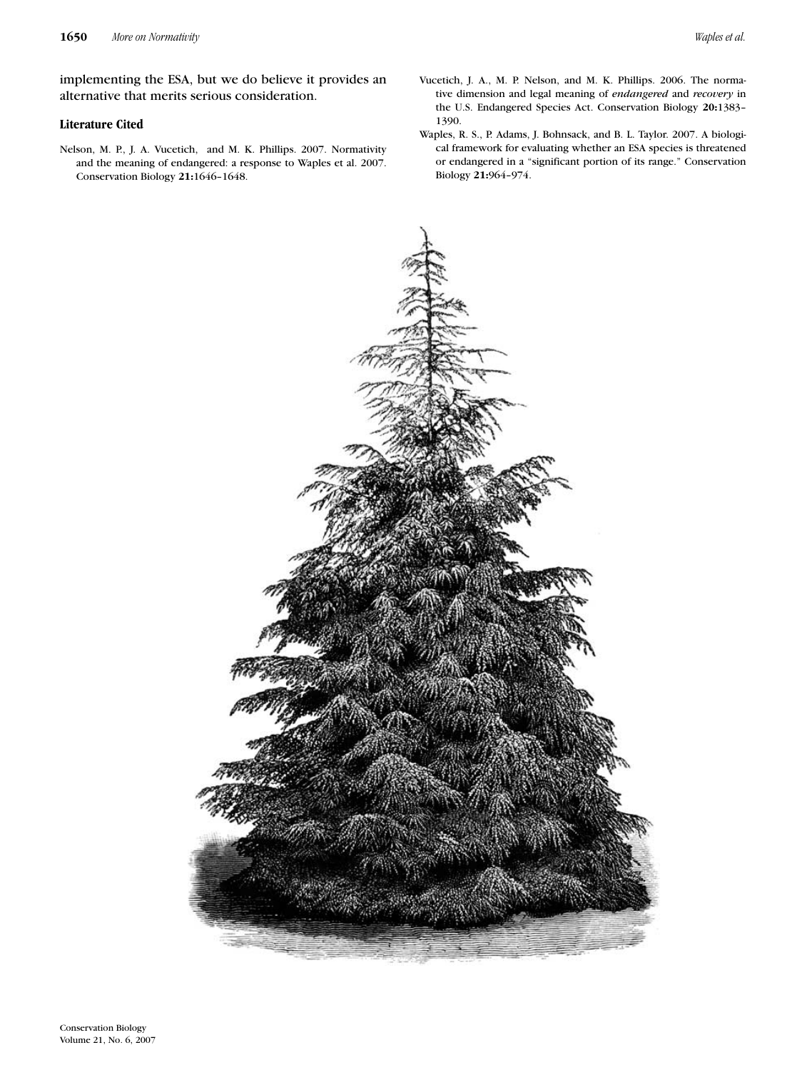implementing the ESA, but we do believe it provides an alternative that merits serious consideration.

### Literature Cited

Nelson, M. P., J. A. Vucetich, and M. K. Phillips. 2007. Normativity and the meaning of endangered: a response to Waples et al. 2007. Conservation Biology **21:**1646–1648.

Vucetich, J. A., M. P. Nelson, and M. K. Phillips. 2006. The normative dimension and legal meaning of *endangered* and *recovery* in the U.S. Endangered Species Act. Conservation Biology **20:**1383–1390.

Waples, R. S., P. Adams, J. Bohnsack, and B. L. Taylor. 2007. A biological framework for evaluating whether an ESA species is threatened or endangered in a "significant portion of its range." Conservation Biology **21:**964–974.